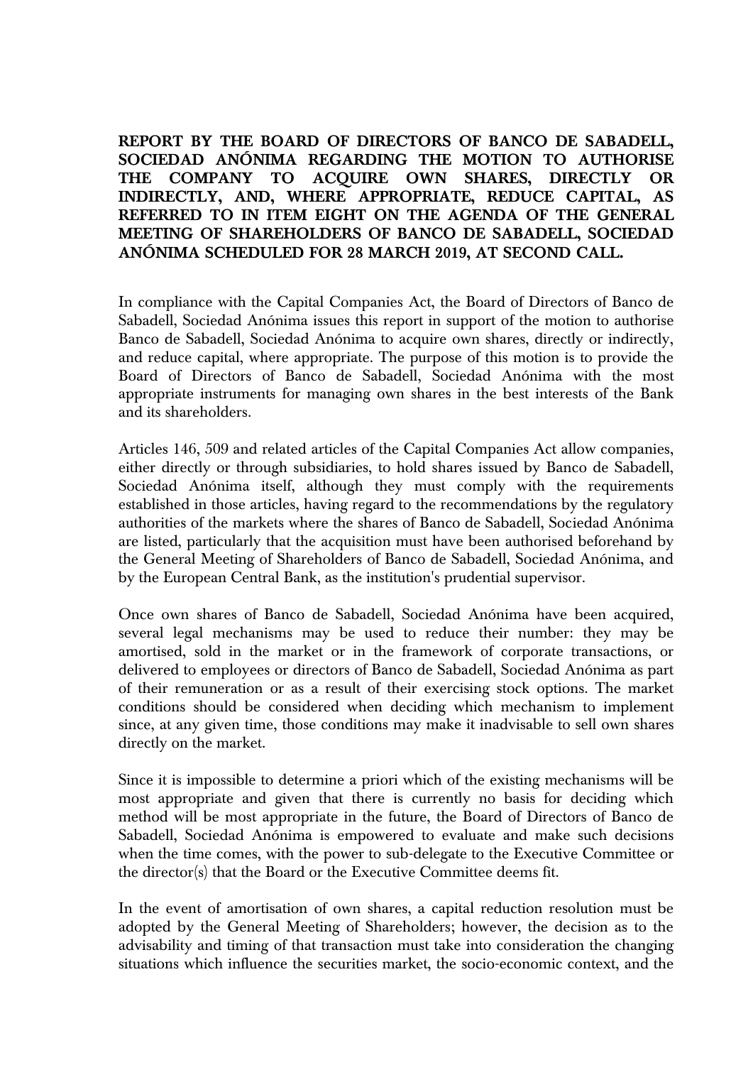**REPORT BY THE BOARD OF DIRECTORS OF BANCO DE SABADELL, SOCIEDAD ANÓNIMA REGARDING THE MOTION TO AUTHORISE THE COMPANY TO ACQUIRE OWN SHARES, DIRECTLY OR INDIRECTLY, AND, WHERE APPROPRIATE, REDUCE CAPITAL, AS REFERRED TO IN ITEM EIGHT ON THE AGENDA OF THE GENERAL MEETING OF SHAREHOLDERS OF BANCO DE SABADELL, SOCIEDAD ANÓNIMA SCHEDULED FOR 28 MARCH 2019, AT SECOND CALL.**

In compliance with the Capital Companies Act, the Board of Directors of Banco de Sabadell, Sociedad Anónima issues this report in support of the motion to authorise Banco de Sabadell, Sociedad Anónima to acquire own shares, directly or indirectly, and reduce capital, where appropriate. The purpose of this motion is to provide the Board of Directors of Banco de Sabadell, Sociedad Anónima with the most appropriate instruments for managing own shares in the best interests of the Bank and its shareholders.

Articles 146, 509 and related articles of the Capital Companies Act allow companies, either directly or through subsidiaries, to hold shares issued by Banco de Sabadell, Sociedad Anónima itself, although they must comply with the requirements established in those articles, having regard to the recommendations by the regulatory authorities of the markets where the shares of Banco de Sabadell, Sociedad Anónima are listed, particularly that the acquisition must have been authorised beforehand by the General Meeting of Shareholders of Banco de Sabadell, Sociedad Anónima, and by the European Central Bank, as the institution's prudential supervisor.

Once own shares of Banco de Sabadell, Sociedad Anónima have been acquired, several legal mechanisms may be used to reduce their number: they may be amortised, sold in the market or in the framework of corporate transactions, or delivered to employees or directors of Banco de Sabadell, Sociedad Anónima as part of their remuneration or as a result of their exercising stock options. The market conditions should be considered when deciding which mechanism to implement since, at any given time, those conditions may make it inadvisable to sell own shares directly on the market.

Since it is impossible to determine a priori which of the existing mechanisms will be most appropriate and given that there is currently no basis for deciding which method will be most appropriate in the future, the Board of Directors of Banco de Sabadell, Sociedad Anónima is empowered to evaluate and make such decisions when the time comes, with the power to sub-delegate to the Executive Committee or the director(s) that the Board or the Executive Committee deems fit.

In the event of amortisation of own shares, a capital reduction resolution must be adopted by the General Meeting of Shareholders; however, the decision as to the advisability and timing of that transaction must take into consideration the changing situations which influence the securities market, the socio-economic context, and the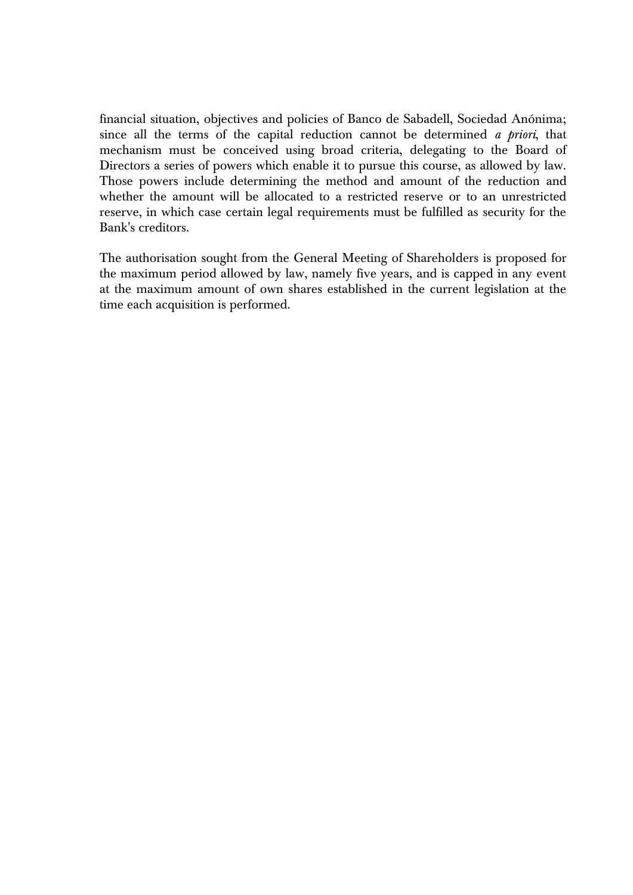financial situation, objectives and policies of Banco de Sabadell, Sociedad Anónima; since all the terms of the capital reduction cannot be determined *a priori*, that mechanism must be conceived using broad criteria, delegating to the Board of Directors a series of powers which enable it to pursue this course, as allowed by law. Those powers include determining the method and amount of the reduction and whether the amount will be allocated to a restricted reserve or to an unrestricted reserve, in which case certain legal requirements must be fulfilled as security for the Bank's creditors.

The authorisation sought from the General Meeting of Shareholders is proposed for the maximum period allowed by law, namely five years, and is capped in any event at the maximum amount of own shares established in the current legislation at the time each acquisition is performed.